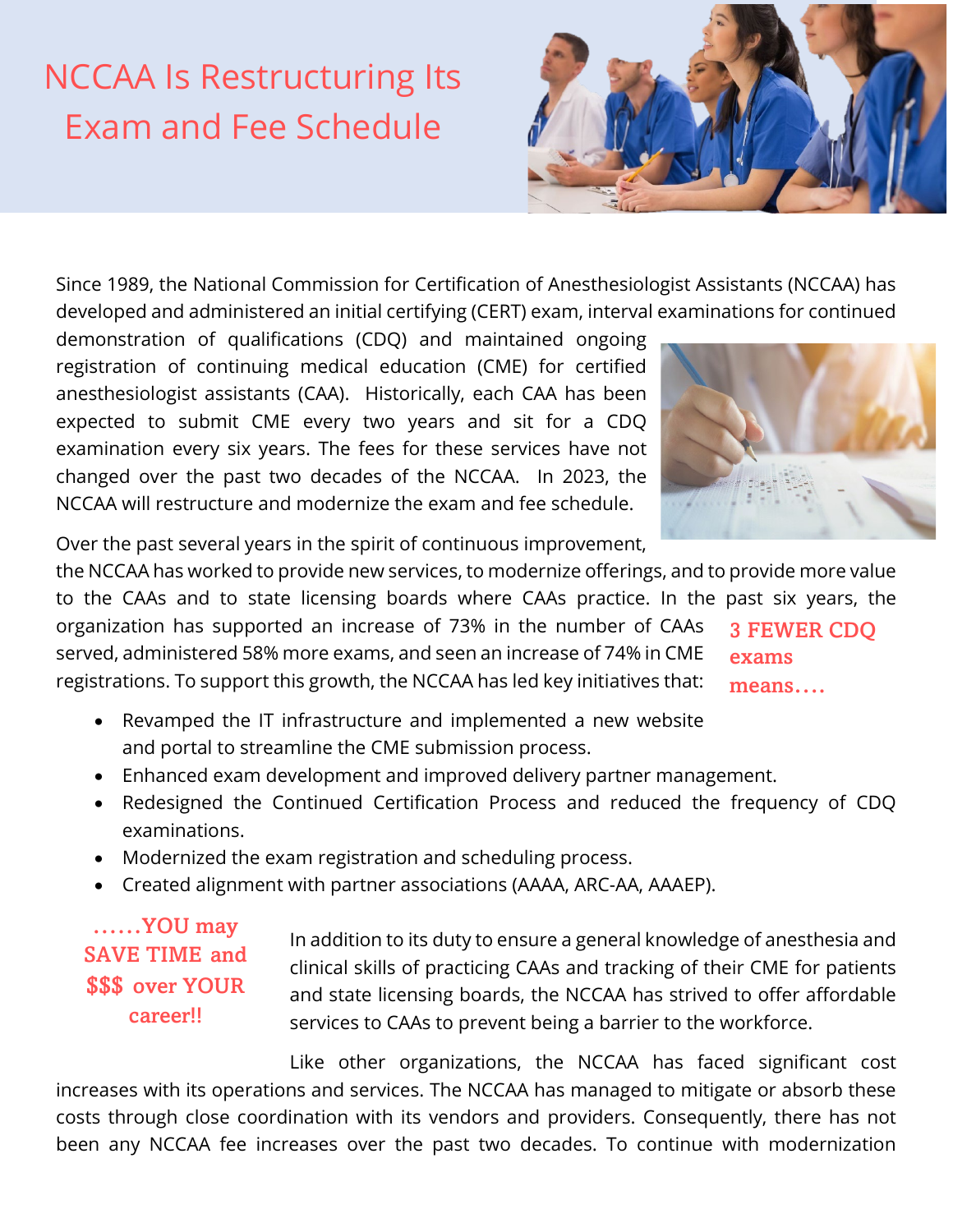# NCCAA Is Restructuring Its Exam and Fee Schedule

Since 1989, the National Commission for Certification of Anesthesiologist Assistants (NCCAA) has developed and administered an initial certifying (CERT) exam, interval examinations for continued demonstration of qualifications (CDQ) and maintained ongoing registration of continuing medical education (CME) for certified anesthesiologist assistants (CAA). Historically, each CAA has been expected to submit CME every two years and sit for a CDQ examination every six years. The fees for these services have not changed over the past two decades of the NCCAA. In 2023, the NCCAA will restructure and modernize the exam and fee schedule.

Over the past several years in the spirit of continuous improvement, the NCCAA has worked to provide new services, to modernize offerings, and to provide more value to the CAAs and to state licensing boards where CAAs practice. In the past six years, the organization has supported an increase of 73% in the number of CAAs served, administered 58% more exams, and seen an increase of 74% in CME registrations. To support this growth, the NCCAA has led key initiatives that:

**3 FEWER CDQ exams means….**

- Revamped the IT infrastructure and implemented a new website and portal to streamline the CME submission process.
- Enhanced exam development and improved delivery partner management.
- Redesigned the Continued Certification Process and reduced the frequency of CDQ examinations.
- Modernized the exam registration and scheduling process.
- Created alignment with partner associations (AAAA, ARC-AA, AAAEP).

**……YOU may SAVE TIME and $$$ over YOUR career!!**

In addition to its duty to ensure a general knowledge of anesthesia and clinical skills of practicing CAAs and tracking of their CME for patients and state licensing boards, the NCCAA has strived to offer affordable services to CAAs to prevent being a barrier to the workforce.

Like other organizations, the NCCAA has faced significant cost increases with its operations and services. The NCCAA has managed to mitigate or absorb these costs through close coordination with its vendors and providers. Consequently, there has not been any NCCAA fee increases over the past two decades. To continue with modernization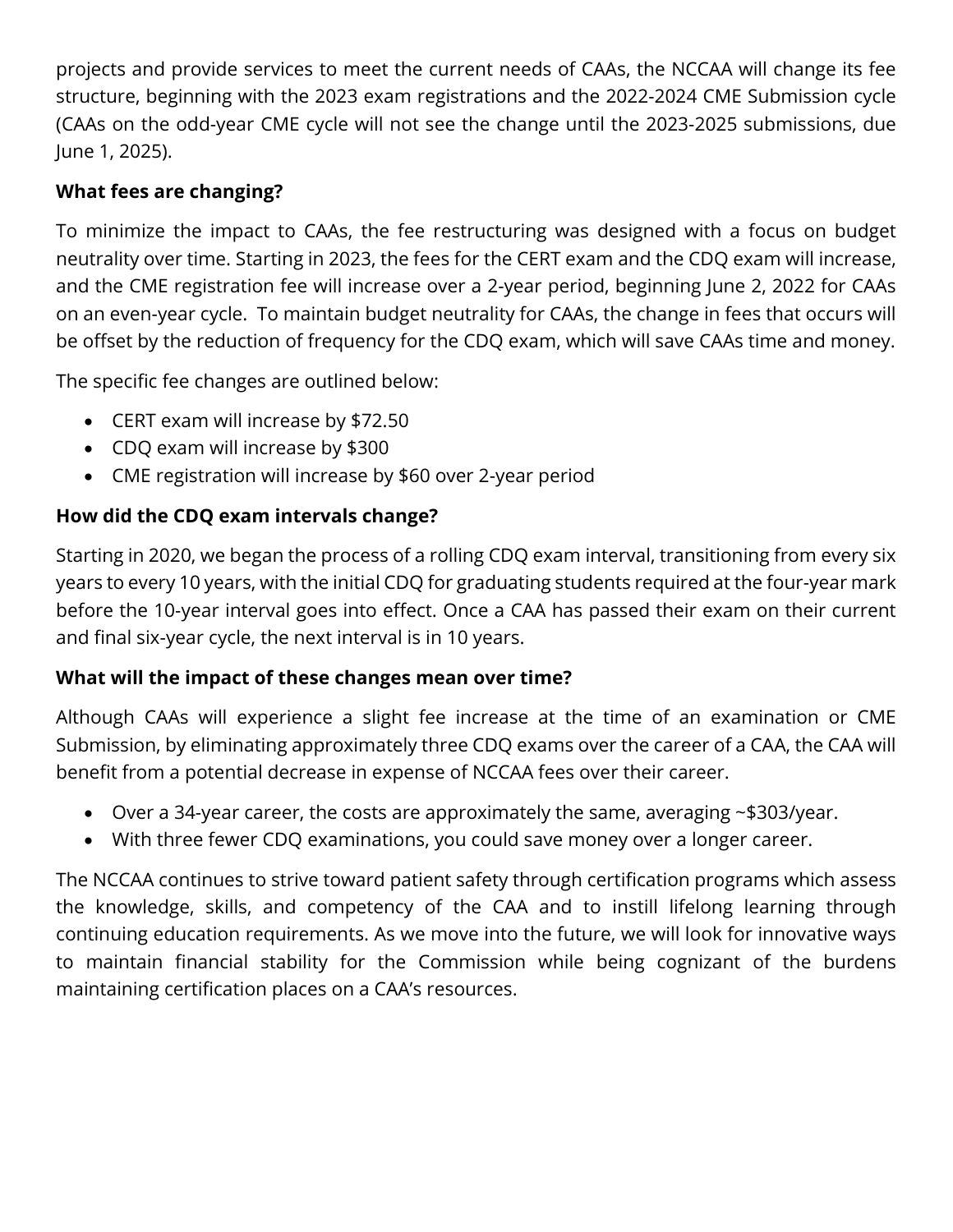projects and provide services to meet the current needs of CAAs, the NCCAA will change its fee structure, beginning with the 2023 exam registrations and the 2022-2024 CME Submission cycle (CAAs on the odd-year CME cycle will not see the change until the 2023-2025 submissions, due June 1, 2025).

**What fees are changing?**

To minimize the impact to CAAs, the fee restructuring was designed with a focus on budget neutrality over time. Starting in 2023, the fees for the CERT exam and the CDQ exam will increase, and the CME registration fee will increase over a 2-year period, beginning June 2, 2022 for CAAs on an even-year cycle. To maintain budget neutrality for CAAs, the change in fees that occurs will be offset by the reduction of frequency for the CDQ exam, which will save CAAs time and money.

The specific fee changes are outlined below:

- CERT exam will increase by $72.50
- CDQ exam will increase by $300
- CME registration will increase by $60 over 2-year period

**How did the CDQ exam intervals change?**

Starting in 2020, we began the process of a rolling CDQ exam interval, transitioning from every six years to every 10 years, with the initial CDQ for graduating students required at the four-year mark before the 10-year interval goes into effect. Once a CAA has passed their exam on their current and final six-year cycle, the next interval is in 10 years.

**What will the impact of these changes mean over time?**

Although CAAs will experience a slight fee increase at the time of an examination or CME Submission, by eliminating approximately three CDQ exams over the career of a CAA, the CAA will benefit from a potential decrease in expense of NCCAA fees over their career.

- Over a 34-year career, the costs are approximately the same, averaging ~$303/year.
- With three fewer CDQ examinations, you could save money over a longer career.

The NCCAA continues to strive toward patient safety through certification programs which assess the knowledge, skills, and competency of the CAA and to instill lifelong learning through continuing education requirements. As we move into the future, we will look for innovative ways to maintain financial stability for the Commission while being cognizant of the burdens maintaining certification places on a CAA's resources.